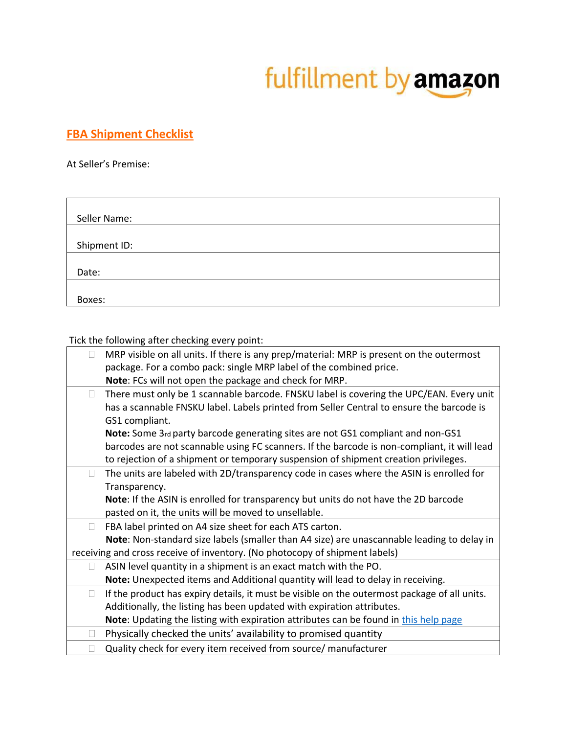fulfillment by amazon

## FBA Shipment Checklist

At Seller's Premise:

| Seller Name: |
|---|
| Shipment ID: |
| Date: |
| Boxes: |

Tick the following after checking every point:

| |
|---|
| ☐ MRP visible on all units. If there is any prep/material: MRP is present on the outermost package. For a combo pack: single MRP label of the combined price. **Note**: FCs will not open the package and check for MRP. |
| ☐ There must only be 1 scannable barcode. FNSKU label is covering the UPC/EAN. Every unit has a scannable FNSKU label. Labels printed from Seller Central to ensure the barcode is GS1 compliant. **Note:** Some 3rd party barcode generating sites are not GS1 compliant and non-GS1 barcodes are not scannable using FC scanners. If the barcode is non-compliant, it will lead to rejection of a shipment or temporary suspension of shipment creation privileges. |
| ☐ The units are labeled with 2D/transparency code in cases where the ASIN is enrolled for Transparency. **Note**: If the ASIN is enrolled for transparency but units do not have the 2D barcode pasted on it, the units will be moved to unsellable. |
| ☐ FBA label printed on A4 size sheet for each ATS carton. **Note**: Non-standard size labels (smaller than A4 size) are unascannable leading to delay in receiving and cross receive of inventory. (No photocopy of shipment labels) |
| ☐ ASIN level quantity in a shipment is an exact match with the PO. **Note:** Unexpected items and Additional quantity will lead to delay in receiving. |
| ☐ If the product has expiry details, it must be visible on the outermost package of all units. Additionally, the listing has been updated with expiration attributes. **Note**: Updating the listing with expiration attributes can be found in this help page |
| ☐ Physically checked the units' availability to promised quantity |
| ☐ Quality check for every item received from source/ manufacturer |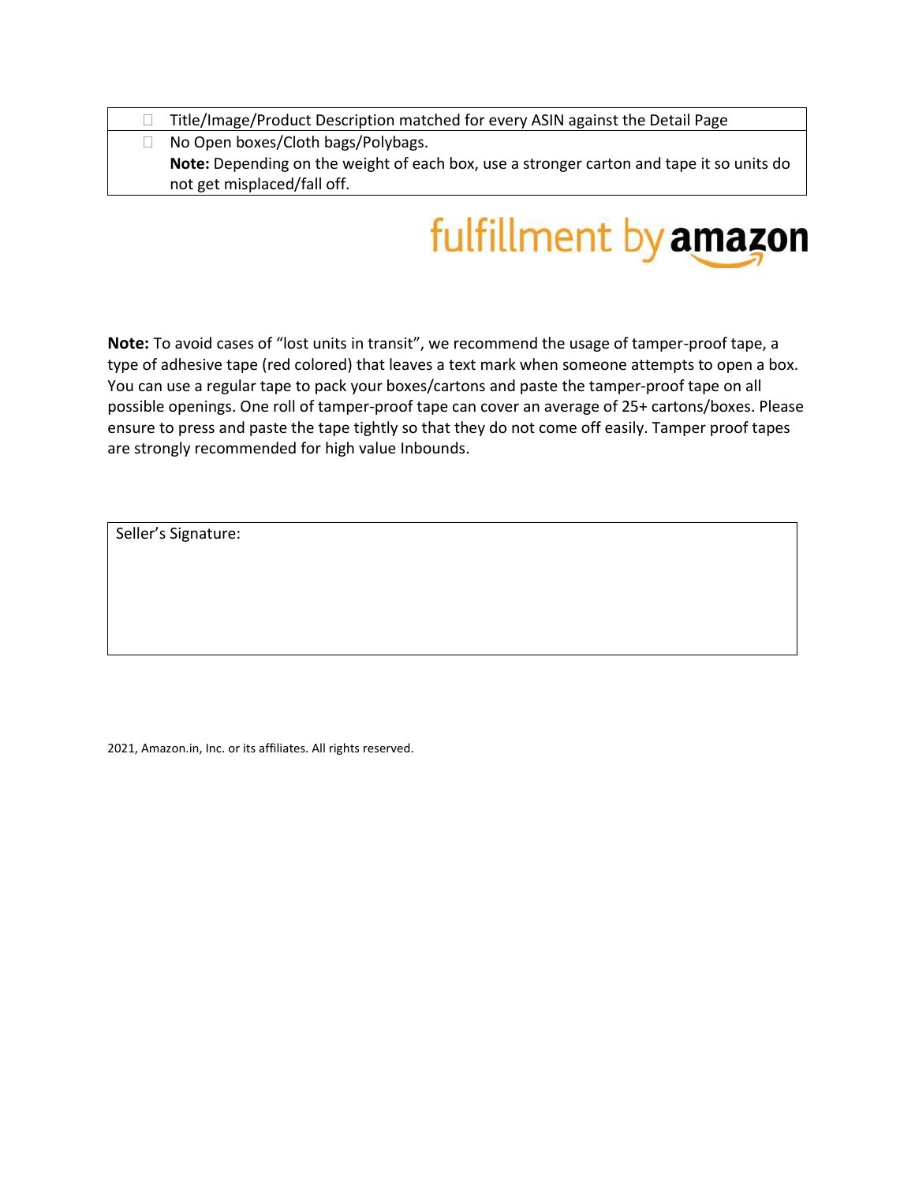| | |
|---|---|
| ☐ | Title/Image/Product Description matched for every ASIN against the Detail Page |
| ☐ | No Open boxes/Cloth bags/Polybags.<br>**Note:** Depending on the weight of each box, use a stronger carton and tape it so units do not get misplaced/fall off. |

fulfillment by **amazon**

**Note:** To avoid cases of "lost units in transit", we recommend the usage of tamper-proof tape, a type of adhesive tape (red colored) that leaves a text mark when someone attempts to open a box. You can use a regular tape to pack your boxes/cartons and paste the tamper-proof tape on all possible openings. One roll of tamper-proof tape can cover an average of 25+ cartons/boxes. Please ensure to press and paste the tape tightly so that they do not come off easily. Tamper proof tapes are strongly recommended for high value Inbounds.

| |
|---|
| Seller's Signature: |

2021, Amazon.in, Inc. or its affiliates. All rights reserved.